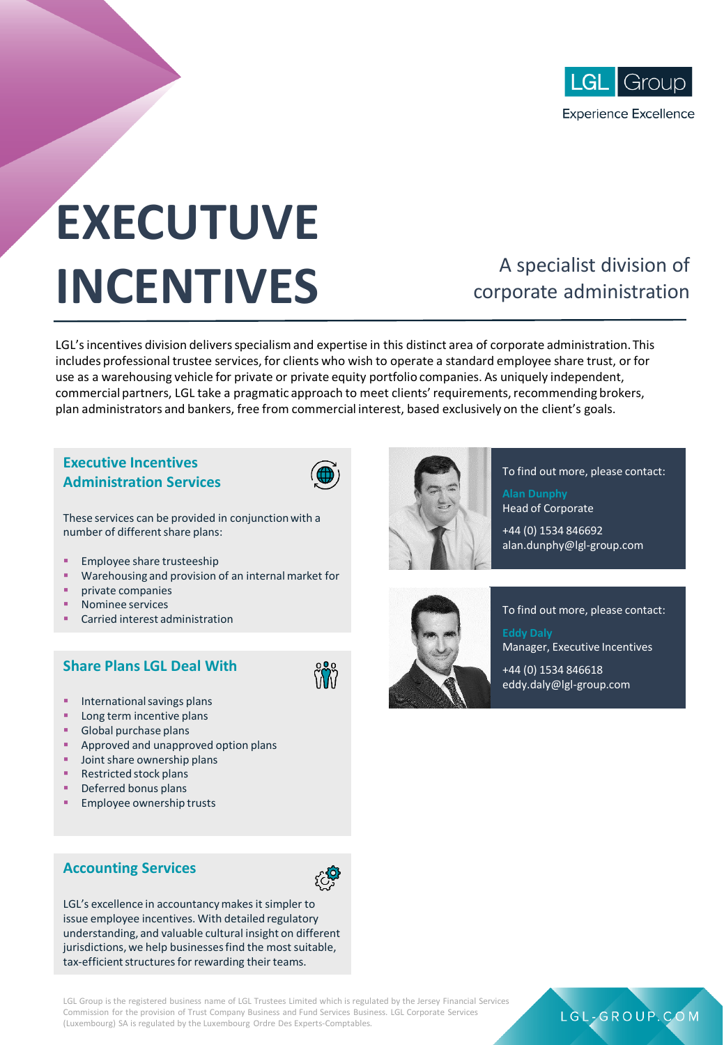LGL Group

Experience Excellence

# EXECUTUVE INCENTIVES

A specialist division of corporate administration

LGL's incentives division delivers specialism and expertise in this distinct area of corporate administration. This includes professional trustee services, for clients who wish to operate a standard employee share trust, or for use as a warehousing vehicle for private or private equity portfolio companies. As uniquely independent, commercial partners, LGL take a pragmatic approach to meet clients' requirements, recommending brokers, plan administrators and bankers, free from commercial interest, based exclusively on the client's goals.

## Executive Incentives Administration Services

These services can be provided in conjunction with a number of different share plans:

- Employee share trusteeship
- Warehousing and provision of an internal market for
- private companies
- Nominee services
- Carried interest administration

## Share Plans LGL Deal With

- International savings plans
- Long term incentive plans
- Global purchase plans
- Approved and unapproved option plans
- Joint share ownership plans
- Restricted stock plans
- Deferred bonus plans
- Employee ownership trusts

## Accounting Services

LGL's excellence in accountancy makes it simpler to issue employee incentives. With detailed regulatory understanding, and valuable cultural insight on different jurisdictions, we help businesses find the most suitable, tax-efficient structures for rewarding their teams.

To find out more, please contact:

**Alan Dunphy**
Head of Corporate

+44 (0) 1534 846692
alan.dunphy@lgl-group.com

To find out more, please contact:

**Eddy Daly**
Manager, Executive Incentives

+44 (0) 1534 846618
eddy.daly@lgl-group.com

LGL Group is the registered business name of LGL Trustees Limited which is regulated by the Jersey Financial Services Commission for the provision of Trust Company Business and Fund Services Business. LGL Corporate Services (Luxembourg) SA is regulated by the Luxembourg Ordre Des Experts-Comptables.

LGL-GROUP.COM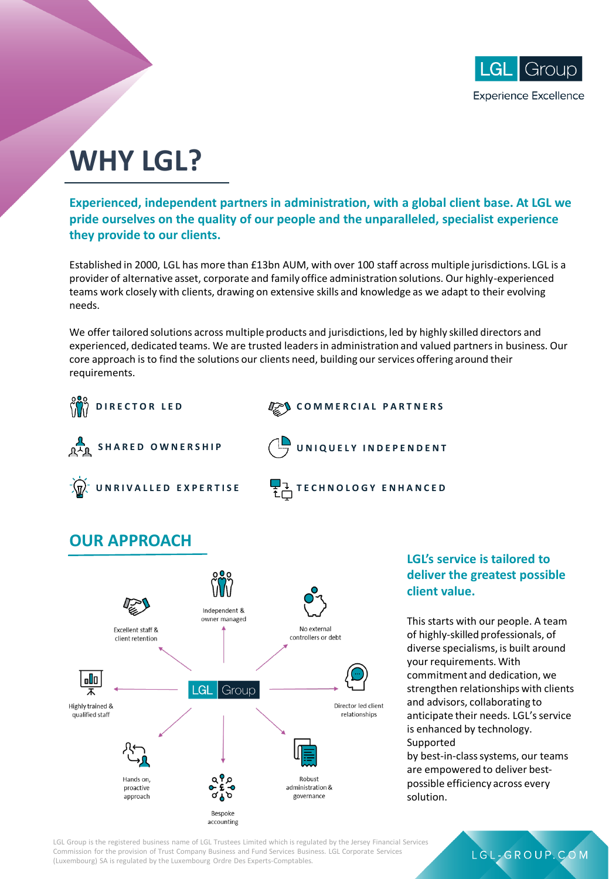LGL Group

Experience Excellence

# WHY LGL?

**Experienced, independent partners in administration, with a global client base. At LGL we pride ourselves on the quality of our people and the unparalleled, specialist experience they provide to our clients.**

Established in 2000, LGL has more than £13bn AUM, with over 100 staff across multiple jurisdictions. LGL is a provider of alternative asset, corporate and family office administration solutions. Our highly-experienced teams work closely with clients, drawing on extensive skills and knowledge as we adapt to their evolving needs.

We offer tailored solutions across multiple products and jurisdictions, led by highly skilled directors and experienced, dedicated teams. We are trusted leaders in administration and valued partners in business. Our core approach is to find the solutions our clients need, building our services offering around their requirements.

- DIRECTOR LED
- COMMERCIAL PARTNERS
- SHARED OWNERSHIP
- UNIQUELY INDEPENDENT
- UNRIVALLED EXPERTISE
- TECHNOLOGY ENHANCED

## OUR APPROACH

LGL Group

Independent & owner managed

No external controllers or debt

Director led client relationships

Robust administration & governance

Bespoke accounting

Hands on, proactive approach

Highly trained & qualified staff

Excellent staff & client retention

### LGL's service is tailored to deliver the greatest possible client value.

This starts with our people. A team of highly-skilled professionals, of diverse specialisms, is built around your requirements. With commitment and dedication, we strengthen relationships with clients and advisors, collaborating to anticipate their needs. LGL's service is enhanced by technology. Supported by best-in-class systems, our teams are empowered to deliver best-possible efficiency across every solution.

LGL Group is the registered business name of LGL Trustees Limited which is regulated by the Jersey Financial Services Commission for the provision of Trust Company Business and Fund Services Business. LGL Corporate Services (Luxembourg) SA is regulated by the Luxembourg Ordre Des Experts-Comptables.

LGL-GROUP.COM